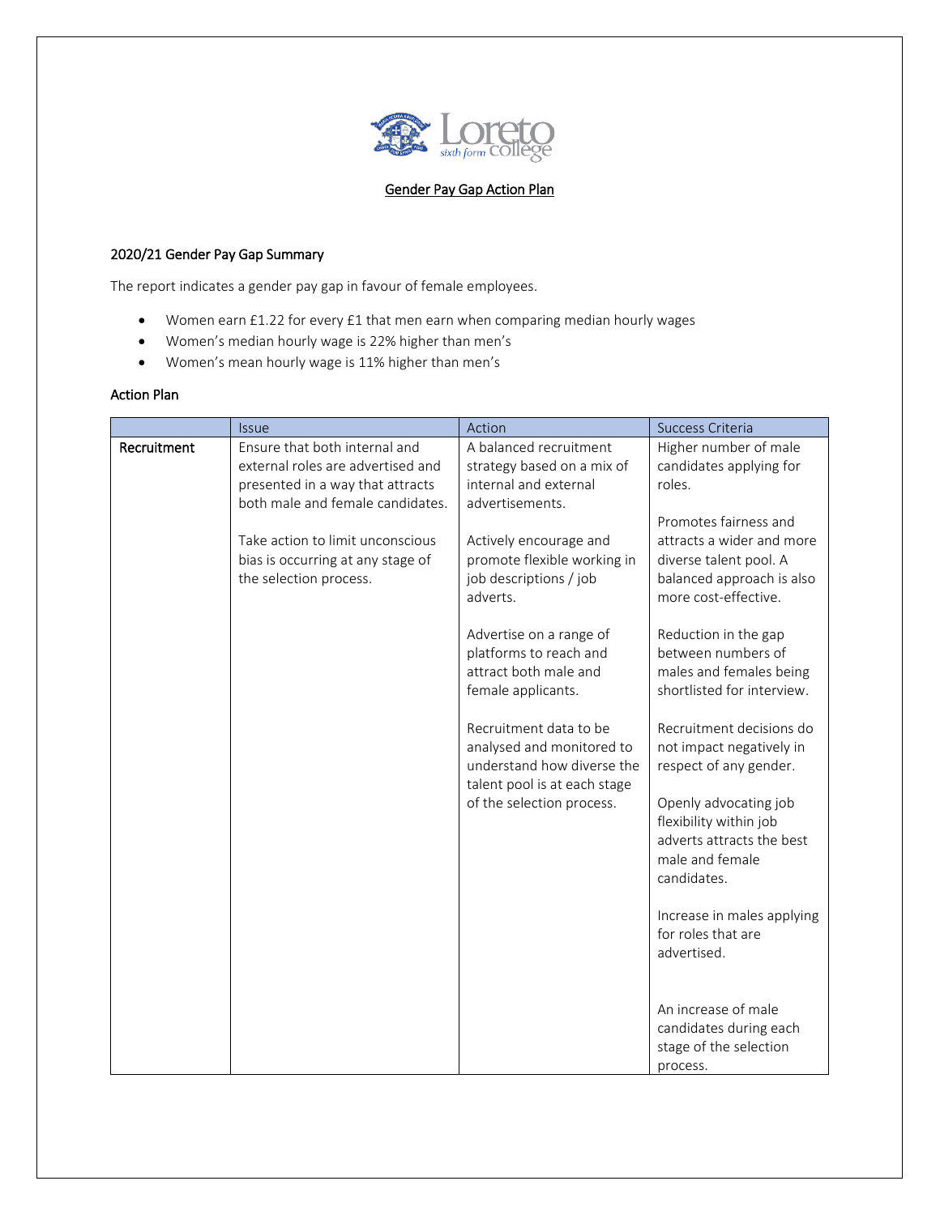# Gender Pay Gap Action Plan

## 2020/21 Gender Pay Gap Summary

The report indicates a gender pay gap in favour of female employees.

- Women earn £1.22 for every £1 that men earn when comparing median hourly wages
- Women's median hourly wage is 22% higher than men's
- Women's mean hourly wage is 11% higher than men's

## Action Plan

| | Issue | Action | Success Criteria |
|---|---|---|---|
| **Recruitment** | Ensure that both internal and external roles are advertised and presented in a way that attracts both male and female candidates.<br><br>Take action to limit unconscious bias is occurring at any stage of the selection process. | A balanced recruitment strategy based on a mix of internal and external advertisements.<br><br>Actively encourage and promote flexible working in job descriptions / job adverts.<br><br>Advertise on a range of platforms to reach and attract both male and female applicants.<br><br>Recruitment data to be analysed and monitored to understand how diverse the talent pool is at each stage of the selection process. | Higher number of male candidates applying for roles.<br><br>Promotes fairness and attracts a wider and more diverse talent pool. A balanced approach is also more cost-effective.<br><br>Reduction in the gap between numbers of males and females being shortlisted for interview.<br><br>Recruitment decisions do not impact negatively in respect of any gender.<br><br>Openly advocating job flexibility within job adverts attracts the best male and female candidates.<br><br>Increase in males applying for roles that are advertised.<br><br>An increase of male candidates during each stage of the selection process. |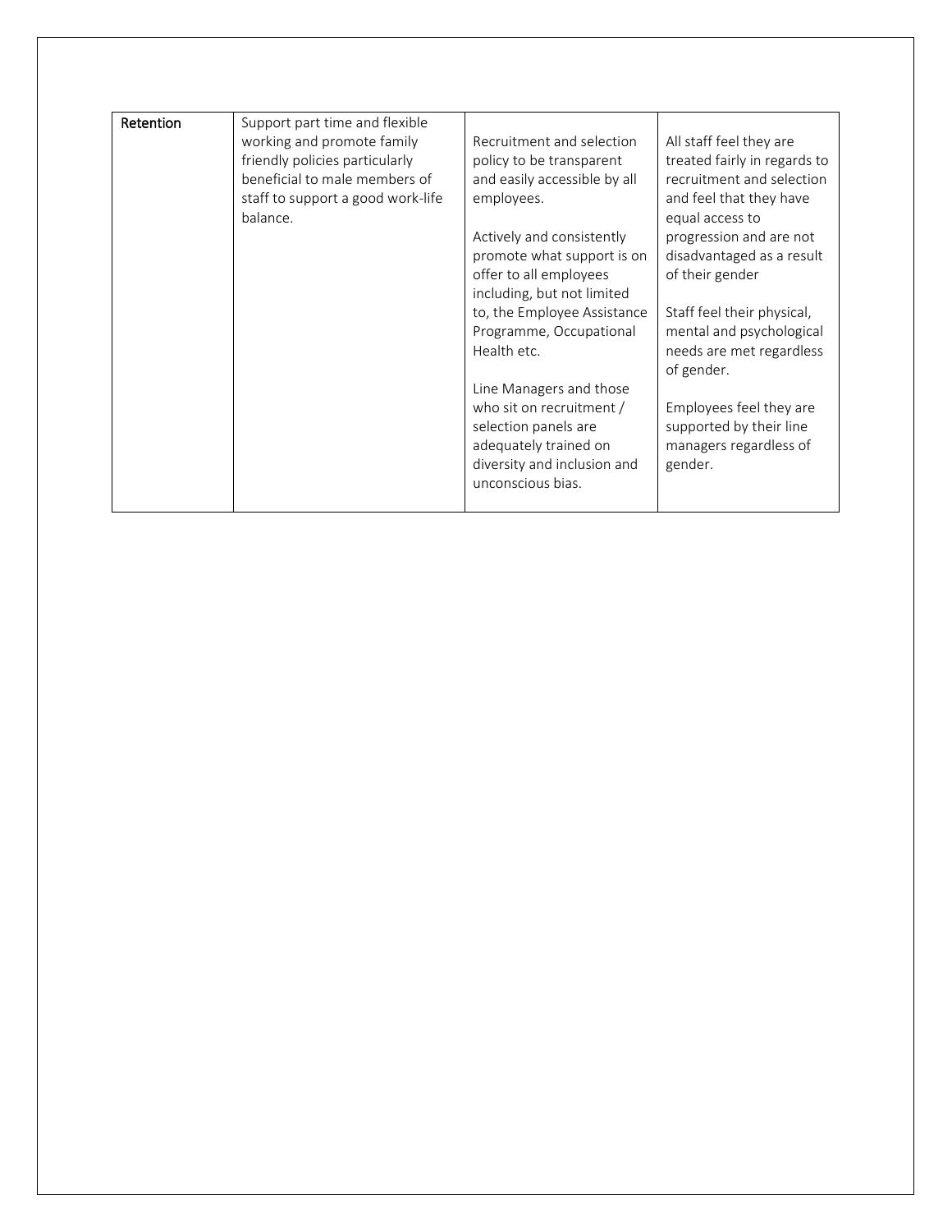| | | | |
|---|---|---|---|
| **Retention** | Support part time and flexible working and promote family friendly policies particularly beneficial to male members of staff to support a good work-life balance. | Recruitment and selection policy to be transparent and easily accessible by all employees.<br><br>Actively and consistently promote what support is on offer to all employees including, but not limited to, the Employee Assistance Programme, Occupational Health etc.<br><br>Line Managers and those who sit on recruitment / selection panels are adequately trained on diversity and inclusion and unconscious bias. | All staff feel they are treated fairly in regards to recruitment and selection and feel that they have equal access to progression and are not disadvantaged as a result of their gender<br><br>Staff feel their physical, mental and psychological needs are met regardless of gender.<br><br>Employees feel they are supported by their line managers regardless of gender. |